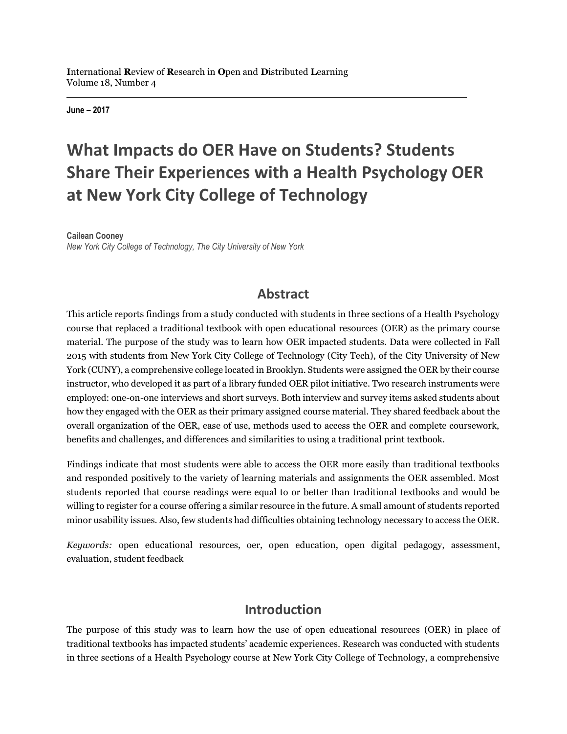# What Impacts do OER Have on Students? Students Share Their Experiences with a Health Psychology OER at New York City College of Technology

**Cailean Cooney**
*New York City College of Technology, The City University of New York*

## Abstract

This article reports findings from a study conducted with students in three sections of a Health Psychology course that replaced a traditional textbook with open educational resources (OER) as the primary course material. The purpose of the study was to learn how OER impacted students. Data were collected in Fall 2015 with students from New York City College of Technology (City Tech), of the City University of New York (CUNY), a comprehensive college located in Brooklyn. Students were assigned the OER by their course instructor, who developed it as part of a library funded OER pilot initiative. Two research instruments were employed: one-on-one interviews and short surveys. Both interview and survey items asked students about how they engaged with the OER as their primary assigned course material. They shared feedback about the overall organization of the OER, ease of use, methods used to access the OER and complete coursework, benefits and challenges, and differences and similarities to using a traditional print textbook.

Findings indicate that most students were able to access the OER more easily than traditional textbooks and responded positively to the variety of learning materials and assignments the OER assembled. Most students reported that course readings were equal to or better than traditional textbooks and would be willing to register for a course offering a similar resource in the future. A small amount of students reported minor usability issues. Also, few students had difficulties obtaining technology necessary to access the OER.

*Keywords:* open educational resources, oer, open education, open digital pedagogy, assessment, evaluation, student feedback

## Introduction

The purpose of this study was to learn how the use of open educational resources (OER) in place of traditional textbooks has impacted students' academic experiences. Research was conducted with students in three sections of a Health Psychology course at New York City College of Technology, a comprehensive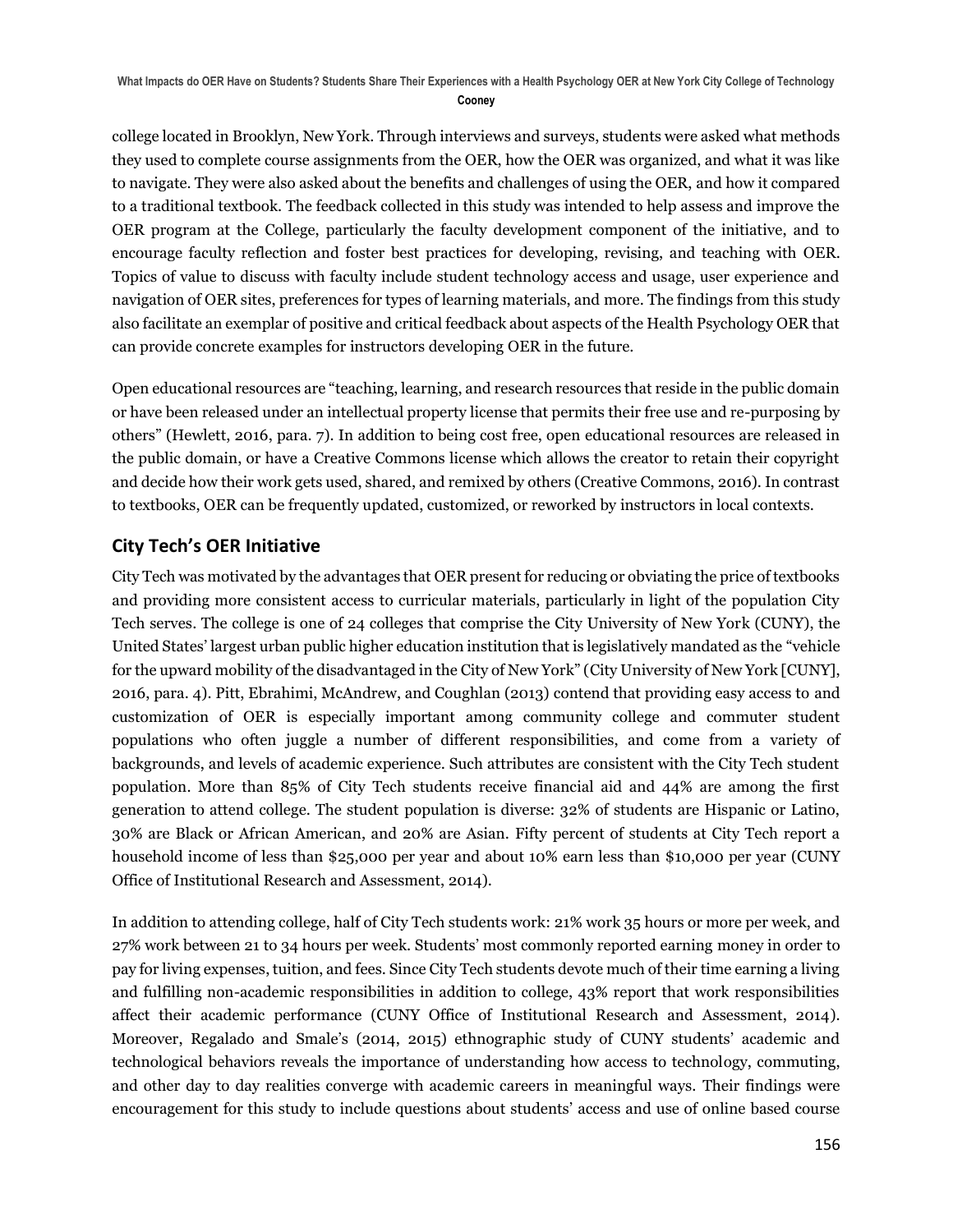college located in Brooklyn, New York. Through interviews and surveys, students were asked what methods they used to complete course assignments from the OER, how the OER was organized, and what it was like to navigate. They were also asked about the benefits and challenges of using the OER, and how it compared to a traditional textbook. The feedback collected in this study was intended to help assess and improve the OER program at the College, particularly the faculty development component of the initiative, and to encourage faculty reflection and foster best practices for developing, revising, and teaching with OER. Topics of value to discuss with faculty include student technology access and usage, user experience and navigation of OER sites, preferences for types of learning materials, and more. The findings from this study also facilitate an exemplar of positive and critical feedback about aspects of the Health Psychology OER that can provide concrete examples for instructors developing OER in the future.

Open educational resources are "teaching, learning, and research resources that reside in the public domain or have been released under an intellectual property license that permits their free use and re-purposing by others" (Hewlett, 2016, para. 7). In addition to being cost free, open educational resources are released in the public domain, or have a Creative Commons license which allows the creator to retain their copyright and decide how their work gets used, shared, and remixed by others (Creative Commons, 2016). In contrast to textbooks, OER can be frequently updated, customized, or reworked by instructors in local contexts.

## City Tech's OER Initiative

City Tech was motivated by the advantages that OER present for reducing or obviating the price of textbooks and providing more consistent access to curricular materials, particularly in light of the population City Tech serves. The college is one of 24 colleges that comprise the City University of New York (CUNY), the United States' largest urban public higher education institution that is legislatively mandated as the "vehicle for the upward mobility of the disadvantaged in the City of New York" (City University of New York [CUNY], 2016, para. 4). Pitt, Ebrahimi, McAndrew, and Coughlan (2013) contend that providing easy access to and customization of OER is especially important among community college and commuter student populations who often juggle a number of different responsibilities, and come from a variety of backgrounds, and levels of academic experience. Such attributes are consistent with the City Tech student population. More than 85% of City Tech students receive financial aid and 44% are among the first generation to attend college. The student population is diverse: 32% of students are Hispanic or Latino, 30% are Black or African American, and 20% are Asian. Fifty percent of students at City Tech report a household income of less than $25,000 per year and about 10% earn less than $10,000 per year (CUNY Office of Institutional Research and Assessment, 2014).

In addition to attending college, half of City Tech students work: 21% work 35 hours or more per week, and 27% work between 21 to 34 hours per week. Students' most commonly reported earning money in order to pay for living expenses, tuition, and fees. Since City Tech students devote much of their time earning a living and fulfilling non-academic responsibilities in addition to college, 43% report that work responsibilities affect their academic performance (CUNY Office of Institutional Research and Assessment, 2014). Moreover, Regalado and Smale's (2014, 2015) ethnographic study of CUNY students' academic and technological behaviors reveals the importance of understanding how access to technology, commuting, and other day to day realities converge with academic careers in meaningful ways. Their findings were encouragement for this study to include questions about students' access and use of online based course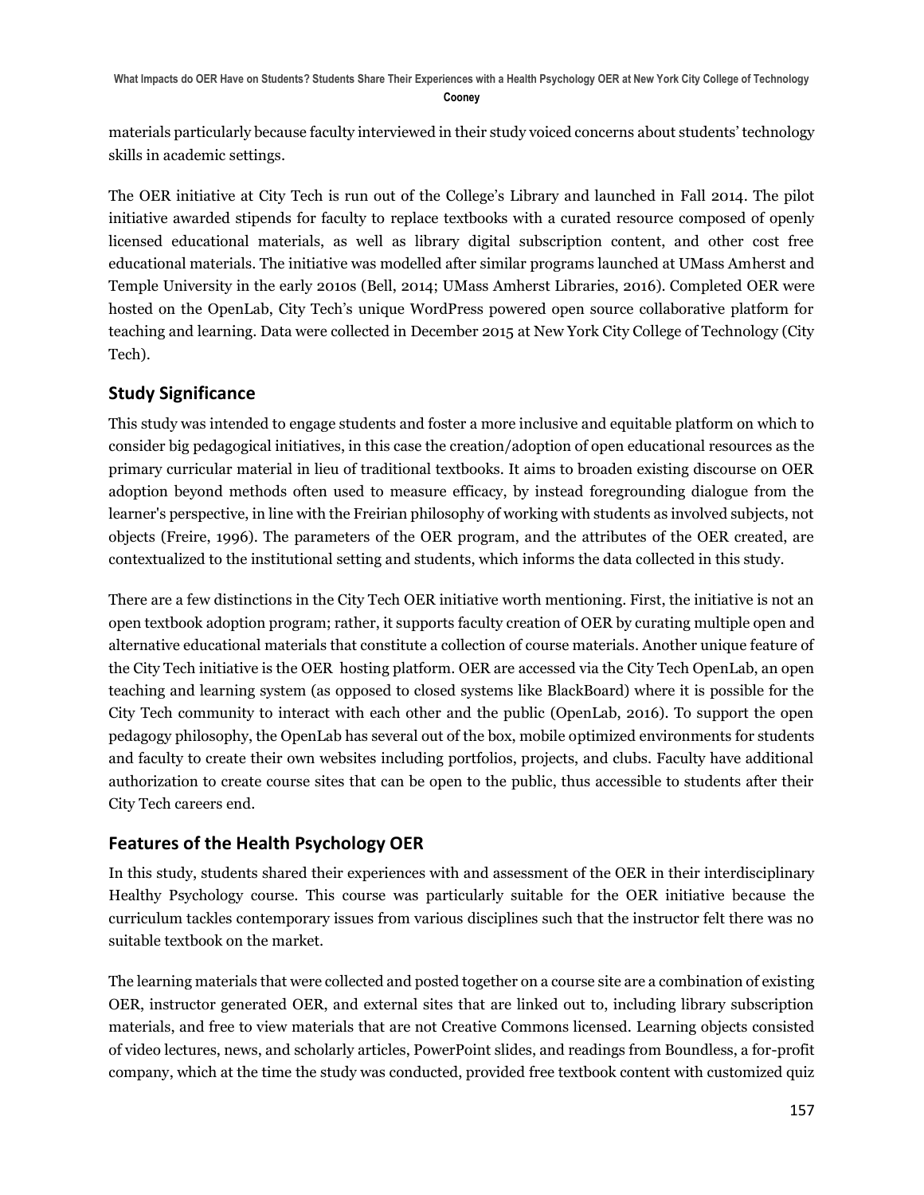materials particularly because faculty interviewed in their study voiced concerns about students' technology skills in academic settings.

The OER initiative at City Tech is run out of the College's Library and launched in Fall 2014. The pilot initiative awarded stipends for faculty to replace textbooks with a curated resource composed of openly licensed educational materials, as well as library digital subscription content, and other cost free educational materials. The initiative was modelled after similar programs launched at UMass Amherst and Temple University in the early 2010s (Bell, 2014; UMass Amherst Libraries, 2016). Completed OER were hosted on the OpenLab, City Tech's unique WordPress powered open source collaborative platform for teaching and learning. Data were collected in December 2015 at New York City College of Technology (City Tech).

## Study Significance

This study was intended to engage students and foster a more inclusive and equitable platform on which to consider big pedagogical initiatives, in this case the creation/adoption of open educational resources as the primary curricular material in lieu of traditional textbooks. It aims to broaden existing discourse on OER adoption beyond methods often used to measure efficacy, by instead foregrounding dialogue from the learner's perspective, in line with the Freirian philosophy of working with students as involved subjects, not objects (Freire, 1996). The parameters of the OER program, and the attributes of the OER created, are contextualized to the institutional setting and students, which informs the data collected in this study.

There are a few distinctions in the City Tech OER initiative worth mentioning. First, the initiative is not an open textbook adoption program; rather, it supports faculty creation of OER by curating multiple open and alternative educational materials that constitute a collection of course materials. Another unique feature of the City Tech initiative is the OER hosting platform. OER are accessed via the City Tech OpenLab, an open teaching and learning system (as opposed to closed systems like BlackBoard) where it is possible for the City Tech community to interact with each other and the public (OpenLab, 2016). To support the open pedagogy philosophy, the OpenLab has several out of the box, mobile optimized environments for students and faculty to create their own websites including portfolios, projects, and clubs. Faculty have additional authorization to create course sites that can be open to the public, thus accessible to students after their City Tech careers end.

## Features of the Health Psychology OER

In this study, students shared their experiences with and assessment of the OER in their interdisciplinary Healthy Psychology course. This course was particularly suitable for the OER initiative because the curriculum tackles contemporary issues from various disciplines such that the instructor felt there was no suitable textbook on the market.

The learning materials that were collected and posted together on a course site are a combination of existing OER, instructor generated OER, and external sites that are linked out to, including library subscription materials, and free to view materials that are not Creative Commons licensed. Learning objects consisted of video lectures, news, and scholarly articles, PowerPoint slides, and readings from Boundless, a for-profit company, which at the time the study was conducted, provided free textbook content with customized quiz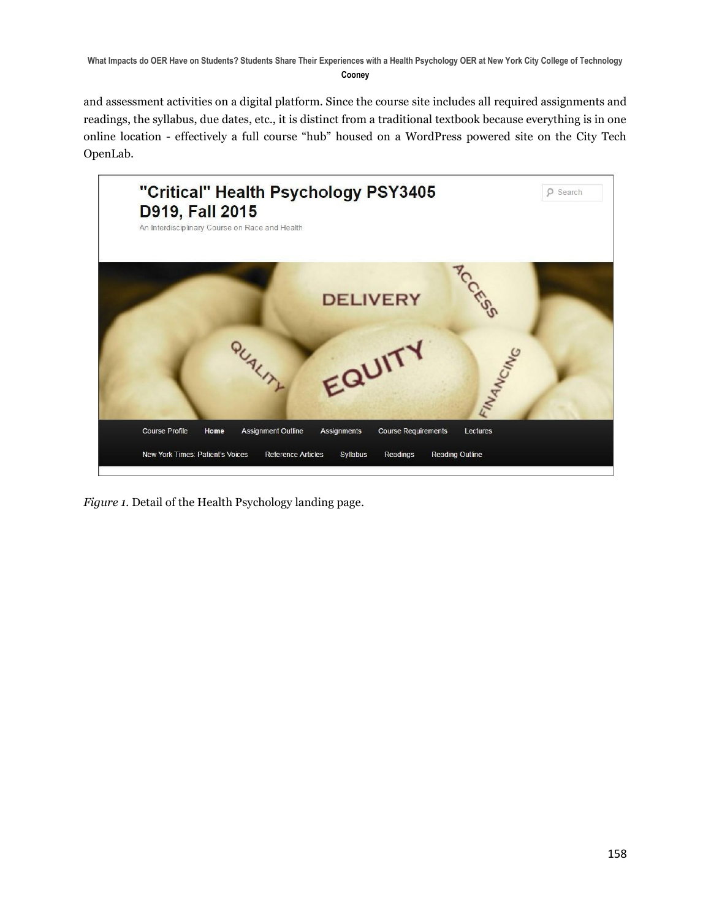and assessment activities on a digital platform. Since the course site includes all required assignments and readings, the syllabus, due dates, etc., it is distinct from a traditional textbook because everything is in one online location - effectively a full course "hub" housed on a WordPress powered site on the City Tech OpenLab.

*Figure 1.* Detail of the Health Psychology landing page.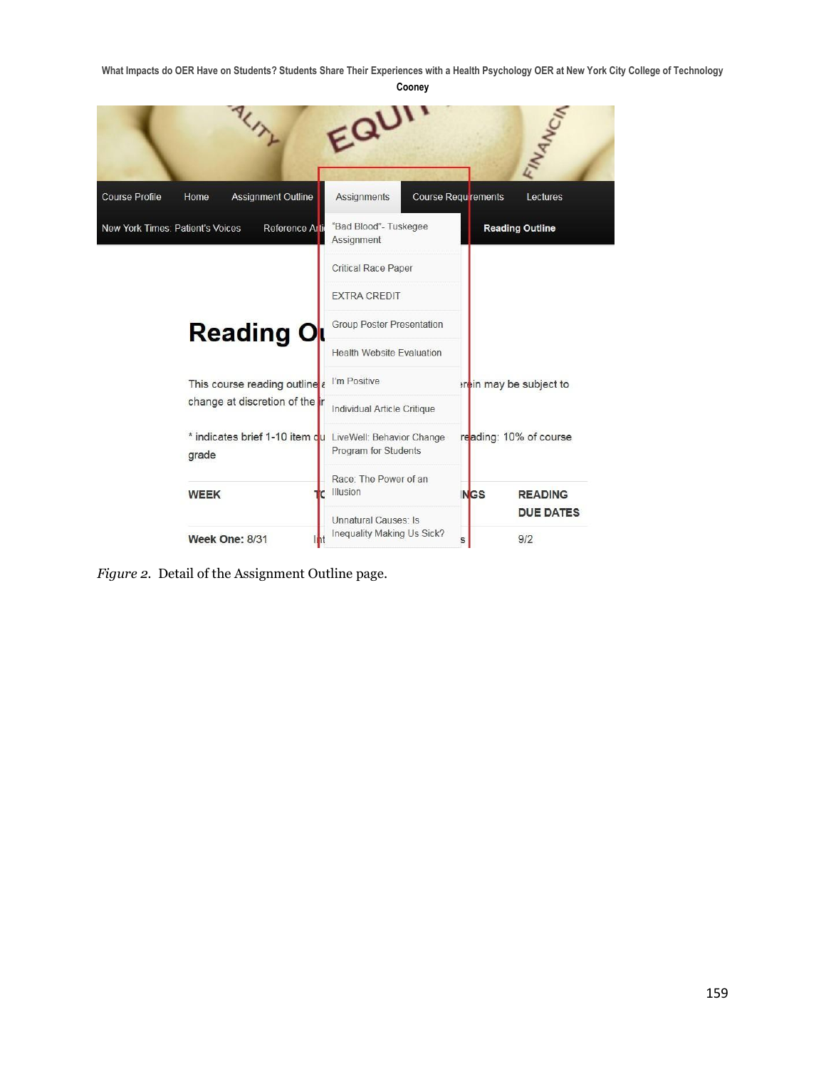*Figure 2.* Detail of the Assignment Outline page.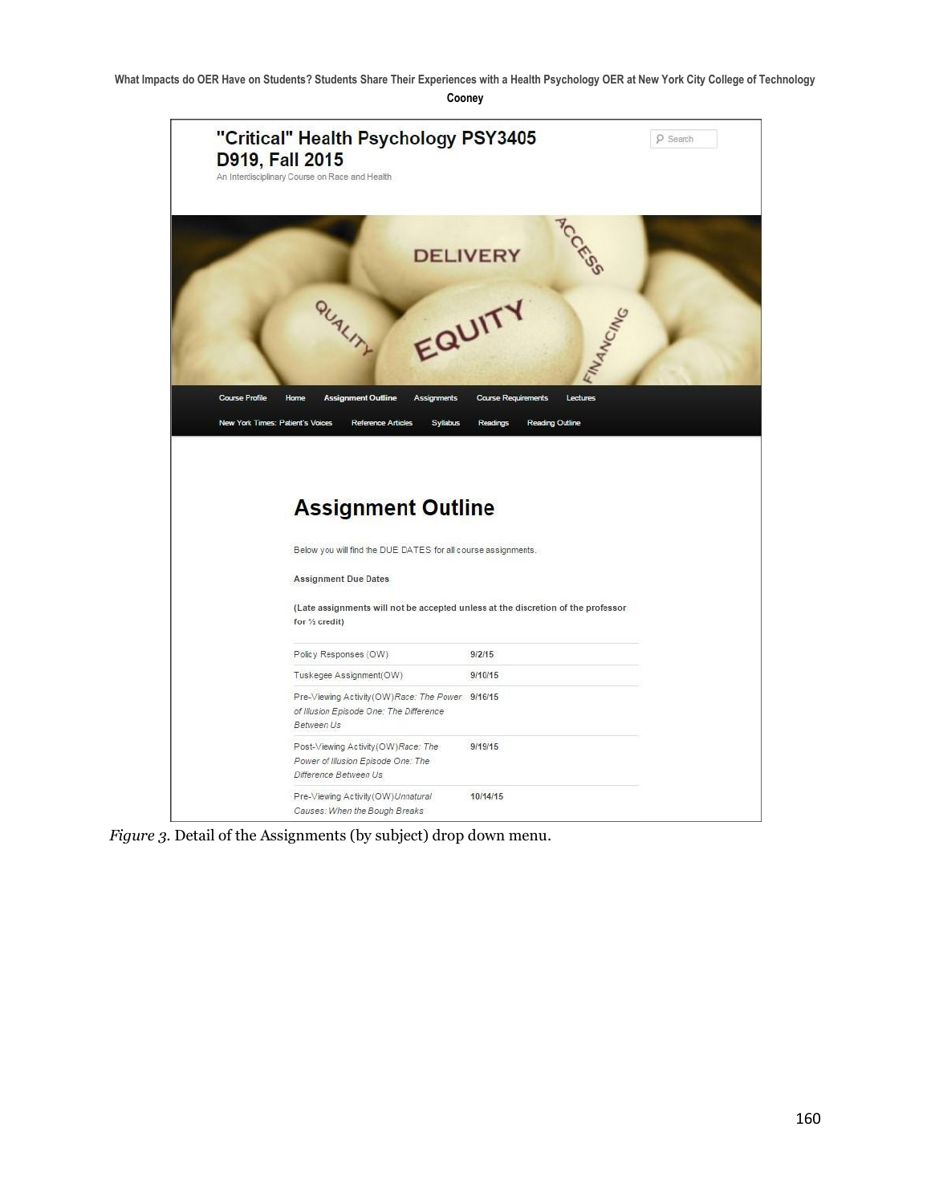"Critical" Health Psychology PSY3405 D919, Fall 2015

An Interdisciplinary Course on Race and Health

DELIVERY ACCESS QUALITY EQUITY FINANCING

Course Profile | Home | Assignment Outline | Assignments | Course Requirements | Lectures | New York Times: Patient's Voices | Reference Articles | Syllabus | Readings | Reading Outline

## Assignment Outline

Below you will find the DUE DATES for all course assignments.

**Assignment Due Dates**

**(Late assignments will not be accepted unless at the discretion of the professor for ½ credit)**

| | |
|---|---|
| Policy Responses (OW) | 9/2/15 |
| Tuskegee Assignment(OW) | 9/10/15 |
| Pre-Viewing Activity(OW)*Race: The Power of Illusion Episode One: The Difference Between Us* | 9/16/15 |
| Post-Viewing Activity(OW)*Race: The Power of Illusion Episode One: The Difference Between Us* | 9/19/15 |
| Pre-Viewing Activity(OW)*Unnatural Causes: When the Bough Breaks* | 10/14/15 |

*Figure 3.* Detail of the Assignments (by subject) drop down menu.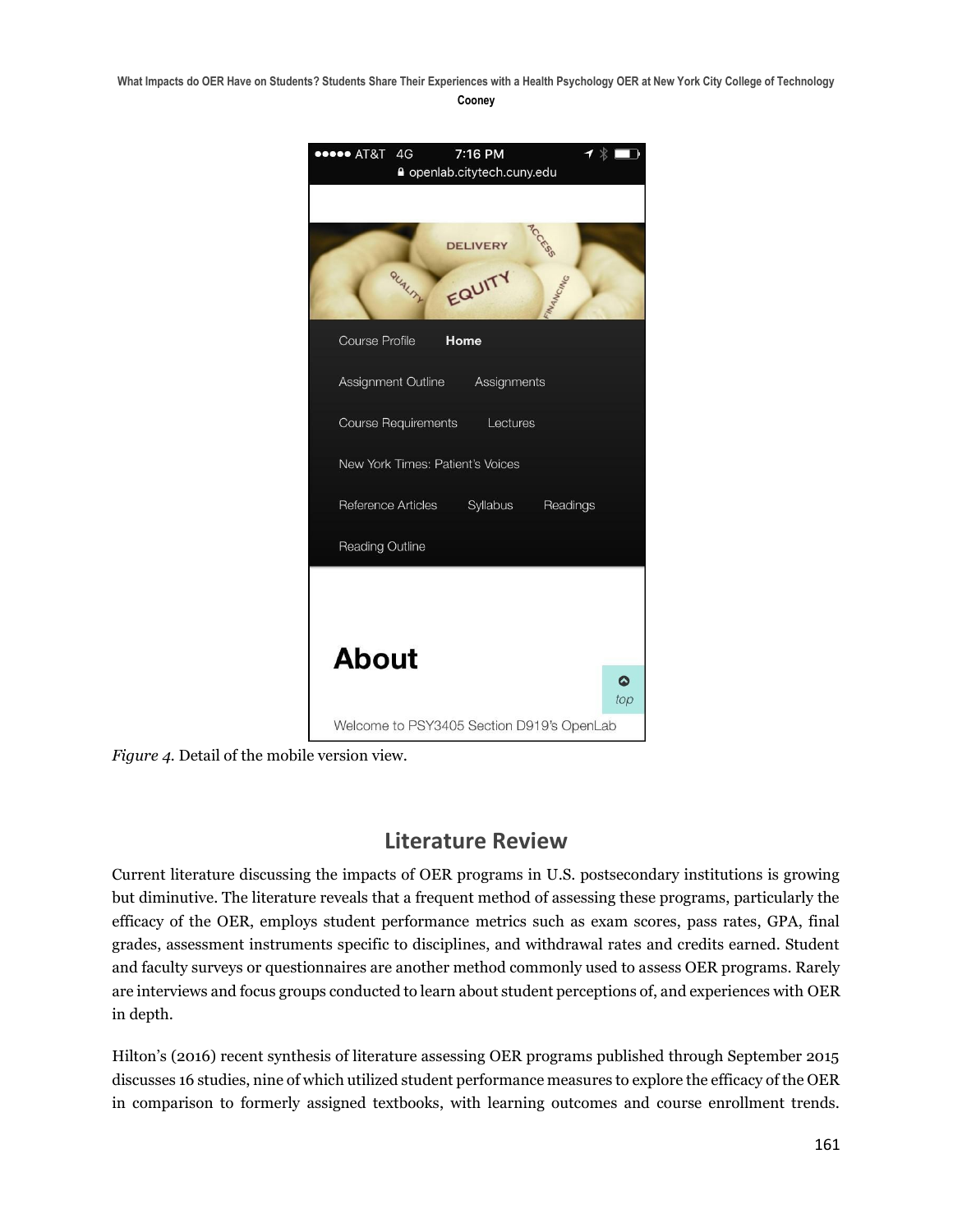*Figure 4.* Detail of the mobile version view.

## Literature Review

Current literature discussing the impacts of OER programs in U.S. postsecondary institutions is growing but diminutive. The literature reveals that a frequent method of assessing these programs, particularly the efficacy of the OER, employs student performance metrics such as exam scores, pass rates, GPA, final grades, assessment instruments specific to disciplines, and withdrawal rates and credits earned. Student and faculty surveys or questionnaires are another method commonly used to assess OER programs. Rarely are interviews and focus groups conducted to learn about student perceptions of, and experiences with OER in depth.

Hilton's (2016) recent synthesis of literature assessing OER programs published through September 2015 discusses 16 studies, nine of which utilized student performance measures to explore the efficacy of the OER in comparison to formerly assigned textbooks, with learning outcomes and course enrollment trends.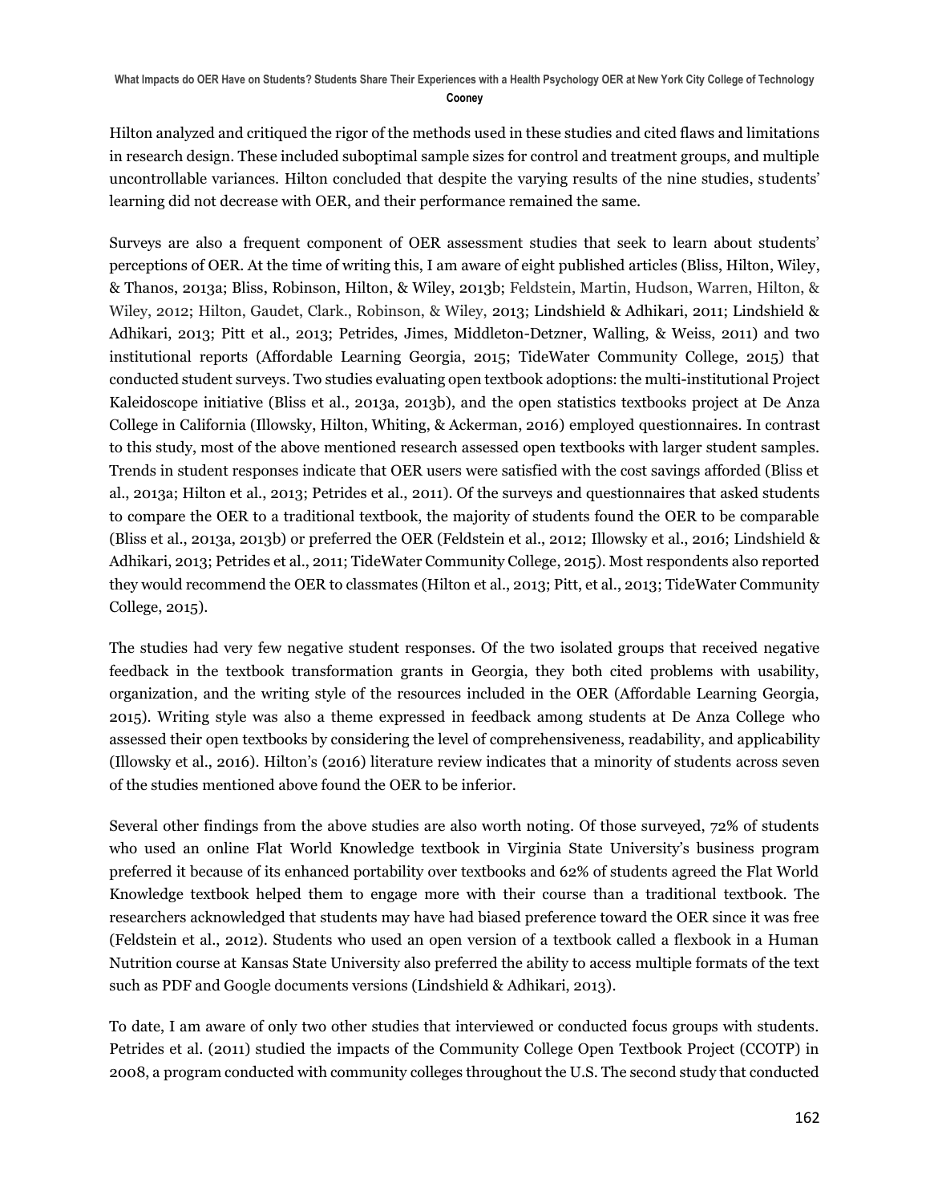Hilton analyzed and critiqued the rigor of the methods used in these studies and cited flaws and limitations in research design. These included suboptimal sample sizes for control and treatment groups, and multiple uncontrollable variances. Hilton concluded that despite the varying results of the nine studies, students' learning did not decrease with OER, and their performance remained the same.

Surveys are also a frequent component of OER assessment studies that seek to learn about students' perceptions of OER. At the time of writing this, I am aware of eight published articles (Bliss, Hilton, Wiley, & Thanos, 2013a; Bliss, Robinson, Hilton, & Wiley, 2013b; Feldstein, Martin, Hudson, Warren, Hilton, & Wiley, 2012; Hilton, Gaudet, Clark., Robinson, & Wiley, 2013; Lindshield & Adhikari, 2011; Lindshield & Adhikari, 2013; Pitt et al., 2013; Petrides, Jimes, Middleton-Detzner, Walling, & Weiss, 2011) and two institutional reports (Affordable Learning Georgia, 2015; TideWater Community College, 2015) that conducted student surveys. Two studies evaluating open textbook adoptions: the multi-institutional Project Kaleidoscope initiative (Bliss et al., 2013a, 2013b), and the open statistics textbooks project at De Anza College in California (Illowsky, Hilton, Whiting, & Ackerman, 2016) employed questionnaires. In contrast to this study, most of the above mentioned research assessed open textbooks with larger student samples. Trends in student responses indicate that OER users were satisfied with the cost savings afforded (Bliss et al., 2013a; Hilton et al., 2013; Petrides et al., 2011). Of the surveys and questionnaires that asked students to compare the OER to a traditional textbook, the majority of students found the OER to be comparable (Bliss et al., 2013a, 2013b) or preferred the OER (Feldstein et al., 2012; Illowsky et al., 2016; Lindshield & Adhikari, 2013; Petrides et al., 2011; TideWater Community College, 2015). Most respondents also reported they would recommend the OER to classmates (Hilton et al., 2013; Pitt, et al., 2013; TideWater Community College, 2015).

The studies had very few negative student responses. Of the two isolated groups that received negative feedback in the textbook transformation grants in Georgia, they both cited problems with usability, organization, and the writing style of the resources included in the OER (Affordable Learning Georgia, 2015). Writing style was also a theme expressed in feedback among students at De Anza College who assessed their open textbooks by considering the level of comprehensiveness, readability, and applicability (Illowsky et al., 2016). Hilton's (2016) literature review indicates that a minority of students across seven of the studies mentioned above found the OER to be inferior.

Several other findings from the above studies are also worth noting. Of those surveyed, 72% of students who used an online Flat World Knowledge textbook in Virginia State University's business program preferred it because of its enhanced portability over textbooks and 62% of students agreed the Flat World Knowledge textbook helped them to engage more with their course than a traditional textbook. The researchers acknowledged that students may have had biased preference toward the OER since it was free (Feldstein et al., 2012). Students who used an open version of a textbook called a flexbook in a Human Nutrition course at Kansas State University also preferred the ability to access multiple formats of the text such as PDF and Google documents versions (Lindshield & Adhikari, 2013).

To date, I am aware of only two other studies that interviewed or conducted focus groups with students. Petrides et al. (2011) studied the impacts of the Community College Open Textbook Project (CCOTP) in 2008, a program conducted with community colleges throughout the U.S. The second study that conducted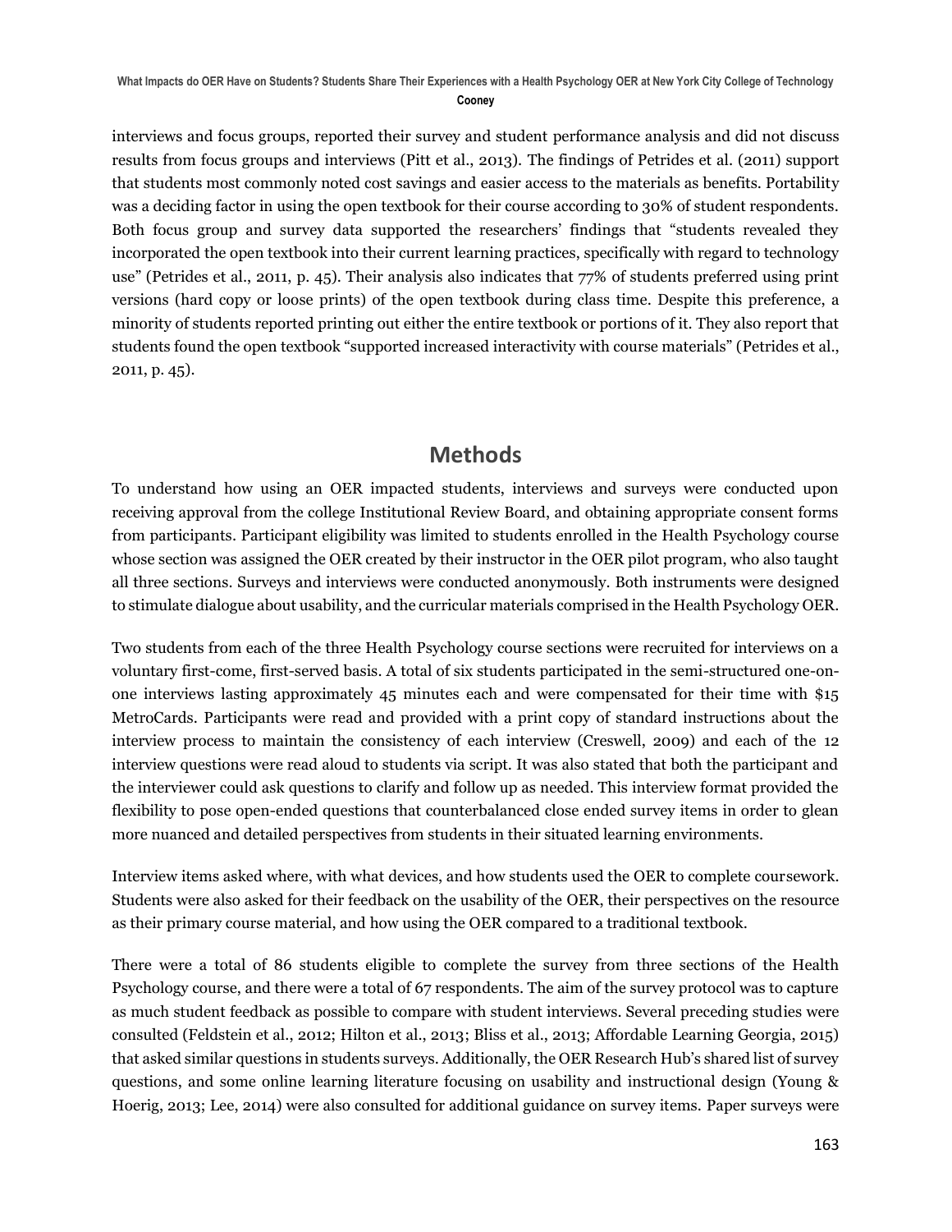interviews and focus groups, reported their survey and student performance analysis and did not discuss results from focus groups and interviews (Pitt et al., 2013). The findings of Petrides et al. (2011) support that students most commonly noted cost savings and easier access to the materials as benefits. Portability was a deciding factor in using the open textbook for their course according to 30% of student respondents. Both focus group and survey data supported the researchers' findings that "students revealed they incorporated the open textbook into their current learning practices, specifically with regard to technology use" (Petrides et al., 2011, p. 45). Their analysis also indicates that 77% of students preferred using print versions (hard copy or loose prints) of the open textbook during class time. Despite this preference, a minority of students reported printing out either the entire textbook or portions of it. They also report that students found the open textbook "supported increased interactivity with course materials" (Petrides et al., 2011, p. 45).

## Methods

To understand how using an OER impacted students, interviews and surveys were conducted upon receiving approval from the college Institutional Review Board, and obtaining appropriate consent forms from participants. Participant eligibility was limited to students enrolled in the Health Psychology course whose section was assigned the OER created by their instructor in the OER pilot program, who also taught all three sections. Surveys and interviews were conducted anonymously. Both instruments were designed to stimulate dialogue about usability, and the curricular materials comprised in the Health Psychology OER.

Two students from each of the three Health Psychology course sections were recruited for interviews on a voluntary first-come, first-served basis. A total of six students participated in the semi-structured one-on-one interviews lasting approximately 45 minutes each and were compensated for their time with $15 MetroCards. Participants were read and provided with a print copy of standard instructions about the interview process to maintain the consistency of each interview (Creswell, 2009) and each of the 12 interview questions were read aloud to students via script. It was also stated that both the participant and the interviewer could ask questions to clarify and follow up as needed. This interview format provided the flexibility to pose open-ended questions that counterbalanced close ended survey items in order to glean more nuanced and detailed perspectives from students in their situated learning environments.

Interview items asked where, with what devices, and how students used the OER to complete coursework. Students were also asked for their feedback on the usability of the OER, their perspectives on the resource as their primary course material, and how using the OER compared to a traditional textbook.

There were a total of 86 students eligible to complete the survey from three sections of the Health Psychology course, and there were a total of 67 respondents. The aim of the survey protocol was to capture as much student feedback as possible to compare with student interviews. Several preceding studies were consulted (Feldstein et al., 2012; Hilton et al., 2013; Bliss et al., 2013; Affordable Learning Georgia, 2015) that asked similar questions in students surveys. Additionally, the OER Research Hub's shared list of survey questions, and some online learning literature focusing on usability and instructional design (Young & Hoerig, 2013; Lee, 2014) were also consulted for additional guidance on survey items. Paper surveys were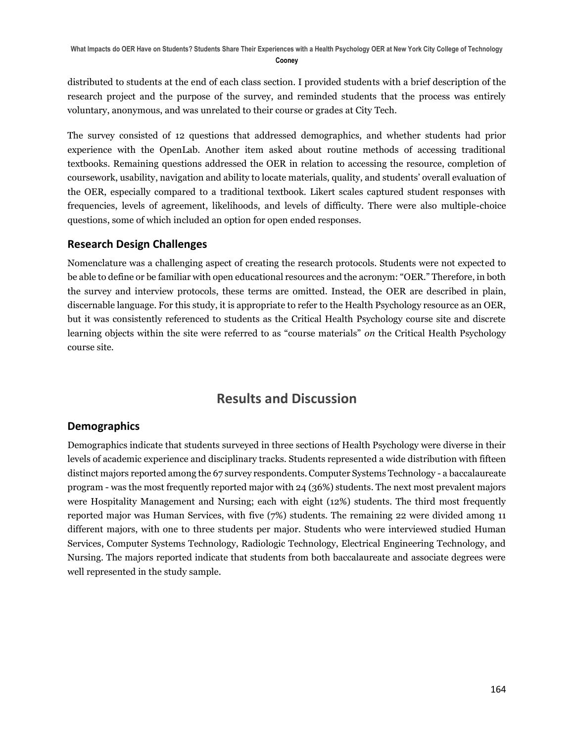distributed to students at the end of each class section. I provided students with a brief description of the research project and the purpose of the survey, and reminded students that the process was entirely voluntary, anonymous, and was unrelated to their course or grades at City Tech.

The survey consisted of 12 questions that addressed demographics, and whether students had prior experience with the OpenLab. Another item asked about routine methods of accessing traditional textbooks. Remaining questions addressed the OER in relation to accessing the resource, completion of coursework, usability, navigation and ability to locate materials, quality, and students' overall evaluation of the OER, especially compared to a traditional textbook. Likert scales captured student responses with frequencies, levels of agreement, likelihoods, and levels of difficulty. There were also multiple-choice questions, some of which included an option for open ended responses.

### Research Design Challenges

Nomenclature was a challenging aspect of creating the research protocols. Students were not expected to be able to define or be familiar with open educational resources and the acronym: "OER." Therefore, in both the survey and interview protocols, these terms are omitted. Instead, the OER are described in plain, discernable language. For this study, it is appropriate to refer to the Health Psychology resource as an OER, but it was consistently referenced to students as the Critical Health Psychology course site and discrete learning objects within the site were referred to as "course materials" *on* the Critical Health Psychology course site.

## Results and Discussion

### Demographics

Demographics indicate that students surveyed in three sections of Health Psychology were diverse in their levels of academic experience and disciplinary tracks. Students represented a wide distribution with fifteen distinct majors reported among the 67 survey respondents. Computer Systems Technology - a baccalaureate program - was the most frequently reported major with 24 (36%) students. The next most prevalent majors were Hospitality Management and Nursing; each with eight (12%) students. The third most frequently reported major was Human Services, with five (7%) students. The remaining 22 were divided among 11 different majors, with one to three students per major. Students who were interviewed studied Human Services, Computer Systems Technology, Radiologic Technology, Electrical Engineering Technology, and Nursing. The majors reported indicate that students from both baccalaureate and associate degrees were well represented in the study sample.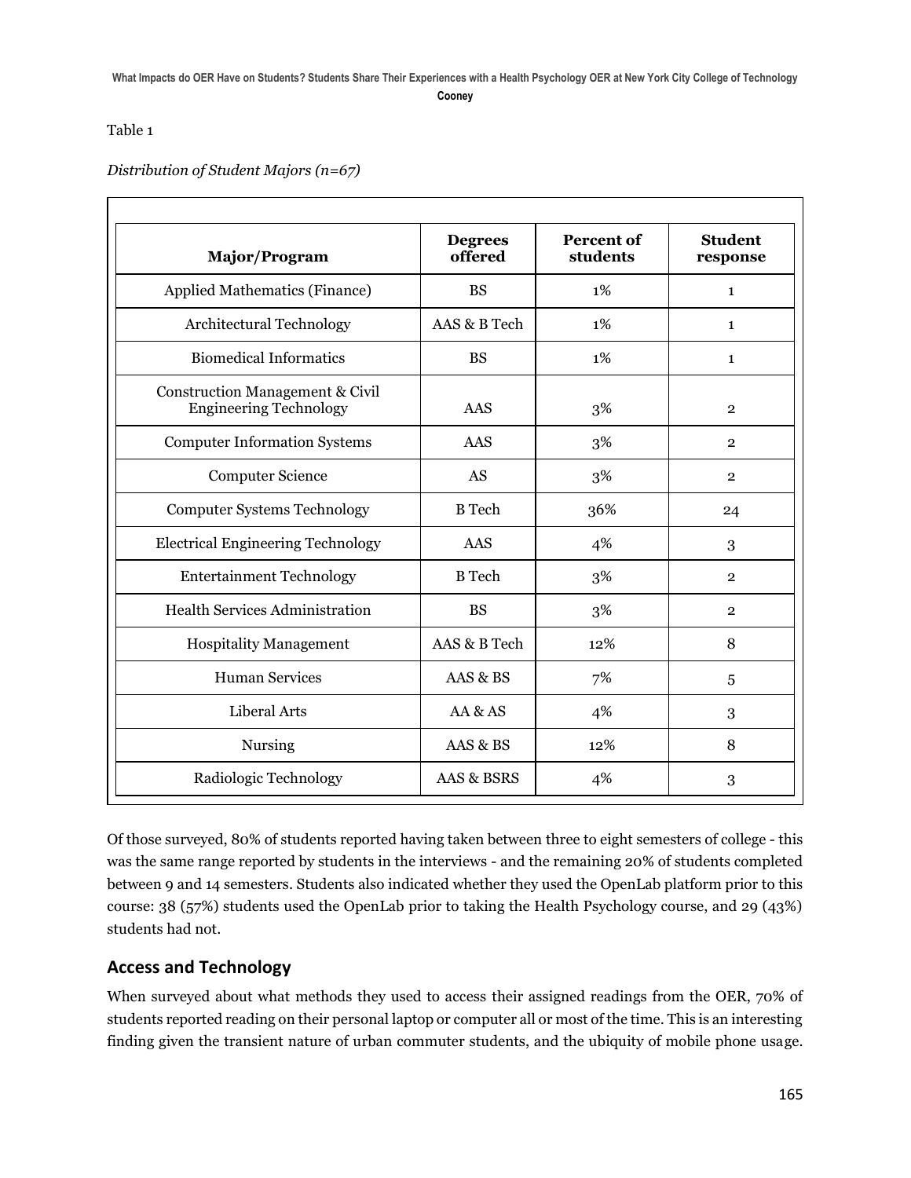Table 1

*Distribution of Student Majors (n=67)*

| Major/Program | Degrees offered | Percent of students | Student response |
| --- | --- | --- | --- |
| Applied Mathematics (Finance) | BS | 1% | 1 |
| Architectural Technology | AAS & B Tech | 1% | 1 |
| Biomedical Informatics | BS | 1% | 1 |
| Construction Management & Civil Engineering Technology | AAS | 3% | 2 |
| Computer Information Systems | AAS | 3% | 2 |
| Computer Science | AS | 3% | 2 |
| Computer Systems Technology | B Tech | 36% | 24 |
| Electrical Engineering Technology | AAS | 4% | 3 |
| Entertainment Technology | B Tech | 3% | 2 |
| Health Services Administration | BS | 3% | 2 |
| Hospitality Management | AAS & B Tech | 12% | 8 |
| Human Services | AAS & BS | 7% | 5 |
| Liberal Arts | AA & AS | 4% | 3 |
| Nursing | AAS & BS | 12% | 8 |
| Radiologic Technology | AAS & BSRS | 4% | 3 |

Of those surveyed, 80% of students reported having taken between three to eight semesters of college - this was the same range reported by students in the interviews - and the remaining 20% of students completed between 9 and 14 semesters. Students also indicated whether they used the OpenLab platform prior to this course: 38 (57%) students used the OpenLab prior to taking the Health Psychology course, and 29 (43%) students had not.

## Access and Technology

When surveyed about what methods they used to access their assigned readings from the OER, 70% of students reported reading on their personal laptop or computer all or most of the time. This is an interesting finding given the transient nature of urban commuter students, and the ubiquity of mobile phone usage.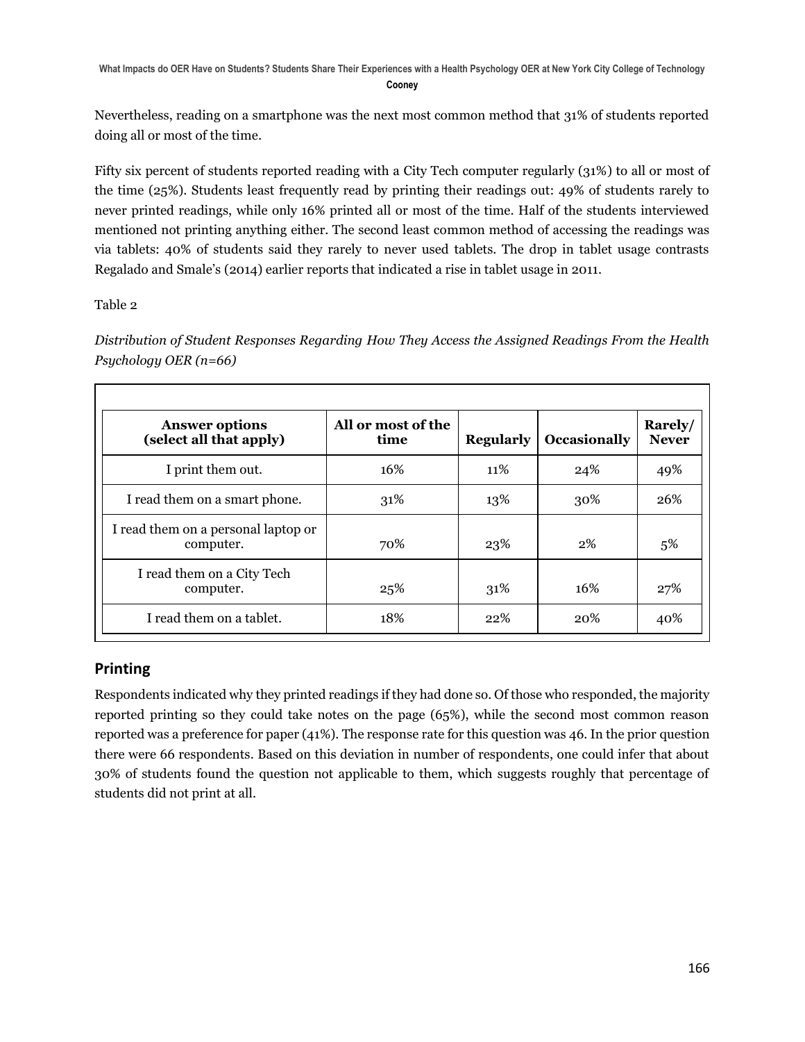Nevertheless, reading on a smartphone was the next most common method that 31% of students reported doing all or most of the time.

Fifty six percent of students reported reading with a City Tech computer regularly (31%) to all or most of the time (25%). Students least frequently read by printing their readings out: 49% of students rarely to never printed readings, while only 16% printed all or most of the time. Half of the students interviewed mentioned not printing anything either. The second least common method of accessing the readings was via tablets: 40% of students said they rarely to never used tablets. The drop in tablet usage contrasts Regalado and Smale's (2014) earlier reports that indicated a rise in tablet usage in 2011.

Table 2

*Distribution of Student Responses Regarding How They Access the Assigned Readings From the Health Psychology OER (n=66)*

| Answer options (select all that apply) | All or most of the time | Regularly | Occasionally | Rarely/ Never |
|---|---|---|---|---|
| I print them out. | 16% | 11% | 24% | 49% |
| I read them on a smart phone. | 31% | 13% | 30% | 26% |
| I read them on a personal laptop or computer. | 70% | 23% | 2% | 5% |
| I read them on a City Tech computer. | 25% | 31% | 16% | 27% |
| I read them on a tablet. | 18% | 22% | 20% | 40% |

## Printing

Respondents indicated why they printed readings if they had done so. Of those who responded, the majority reported printing so they could take notes on the page (65%), while the second most common reason reported was a preference for paper (41%). The response rate for this question was 46. In the prior question there were 66 respondents. Based on this deviation in number of respondents, one could infer that about 30% of students found the question not applicable to them, which suggests roughly that percentage of students did not print at all.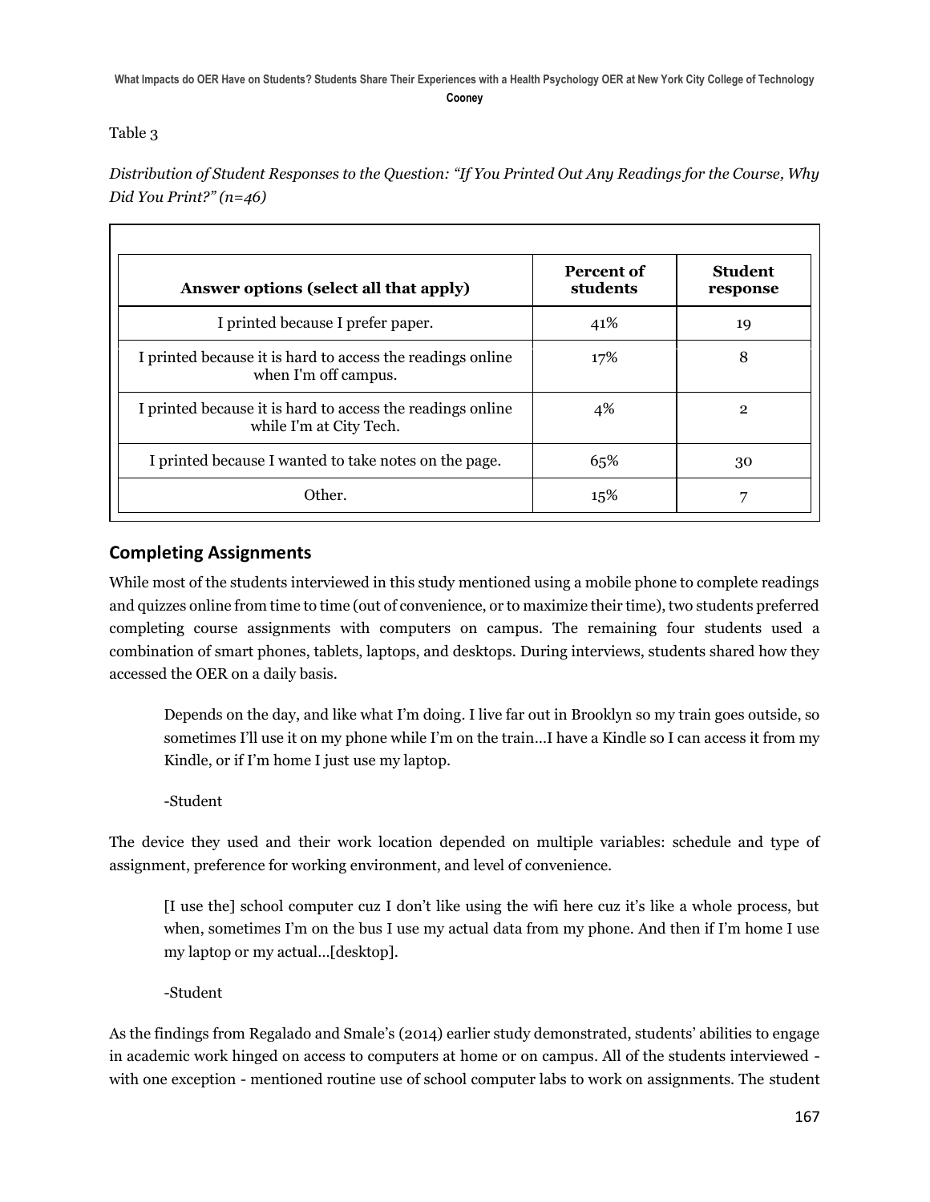Table 3

*Distribution of Student Responses to the Question: "If You Printed Out Any Readings for the Course, Why Did You Print?" (n=46)*

| Answer options (select all that apply) | Percent of students | Student response |
|---|---|---|
| I printed because I prefer paper. | 41% | 19 |
| I printed because it is hard to access the readings online when I'm off campus. | 17% | 8 |
| I printed because it is hard to access the readings online while I'm at City Tech. | 4% | 2 |
| I printed because I wanted to take notes on the page. | 65% | 30 |
| Other. | 15% | 7 |

## Completing Assignments

While most of the students interviewed in this study mentioned using a mobile phone to complete readings and quizzes online from time to time (out of convenience, or to maximize their time), two students preferred completing course assignments with computers on campus. The remaining four students used a combination of smart phones, tablets, laptops, and desktops. During interviews, students shared how they accessed the OER on a daily basis.

> Depends on the day, and like what I'm doing. I live far out in Brooklyn so my train goes outside, so sometimes I'll use it on my phone while I'm on the train…I have a Kindle so I can access it from my Kindle, or if I'm home I just use my laptop.
>
> -Student

The device they used and their work location depended on multiple variables: schedule and type of assignment, preference for working environment, and level of convenience.

> [I use the] school computer cuz I don't like using the wifi here cuz it's like a whole process, but when, sometimes I'm on the bus I use my actual data from my phone. And then if I'm home I use my laptop or my actual…[desktop].
>
> -Student

As the findings from Regalado and Smale's (2014) earlier study demonstrated, students' abilities to engage in academic work hinged on access to computers at home or on campus. All of the students interviewed - with one exception - mentioned routine use of school computer labs to work on assignments. The student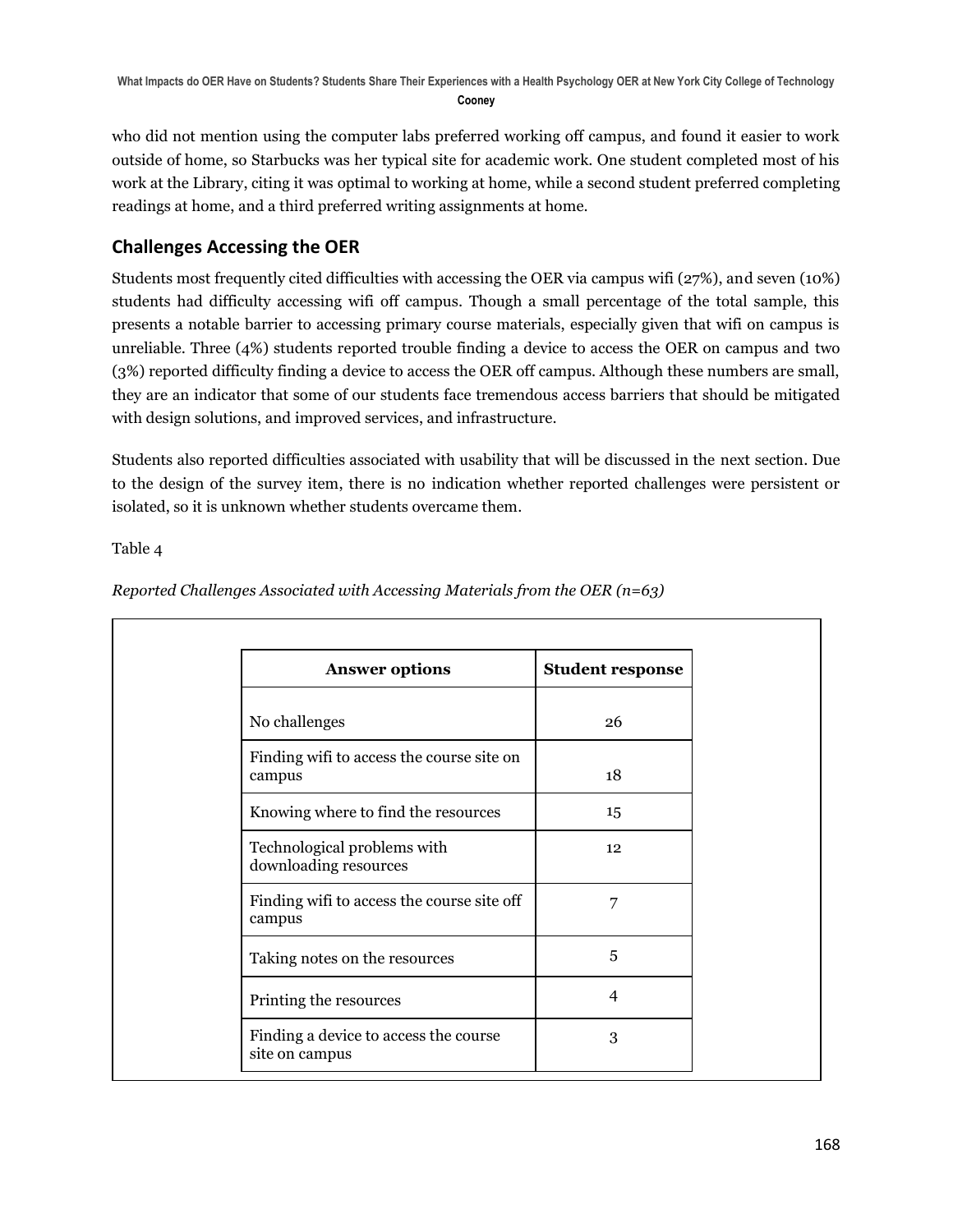who did not mention using the computer labs preferred working off campus, and found it easier to work outside of home, so Starbucks was her typical site for academic work. One student completed most of his work at the Library, citing it was optimal to working at home, while a second student preferred completing readings at home, and a third preferred writing assignments at home.

## Challenges Accessing the OER

Students most frequently cited difficulties with accessing the OER via campus wifi (27%), and seven (10%) students had difficulty accessing wifi off campus. Though a small percentage of the total sample, this presents a notable barrier to accessing primary course materials, especially given that wifi on campus is unreliable. Three (4%) students reported trouble finding a device to access the OER on campus and two (3%) reported difficulty finding a device to access the OER off campus. Although these numbers are small, they are an indicator that some of our students face tremendous access barriers that should be mitigated with design solutions, and improved services, and infrastructure.

Students also reported difficulties associated with usability that will be discussed in the next section. Due to the design of the survey item, there is no indication whether reported challenges were persistent or isolated, so it is unknown whether students overcame them.

Table 4

*Reported Challenges Associated with Accessing Materials from the OER (n=63)*

| Answer options | Student response |
|---|---|
| No challenges | 26 |
| Finding wifi to access the course site on campus | 18 |
| Knowing where to find the resources | 15 |
| Technological problems with downloading resources | 12 |
| Finding wifi to access the course site off campus | 7 |
| Taking notes on the resources | 5 |
| Printing the resources | 4 |
| Finding a device to access the course site on campus | 3 |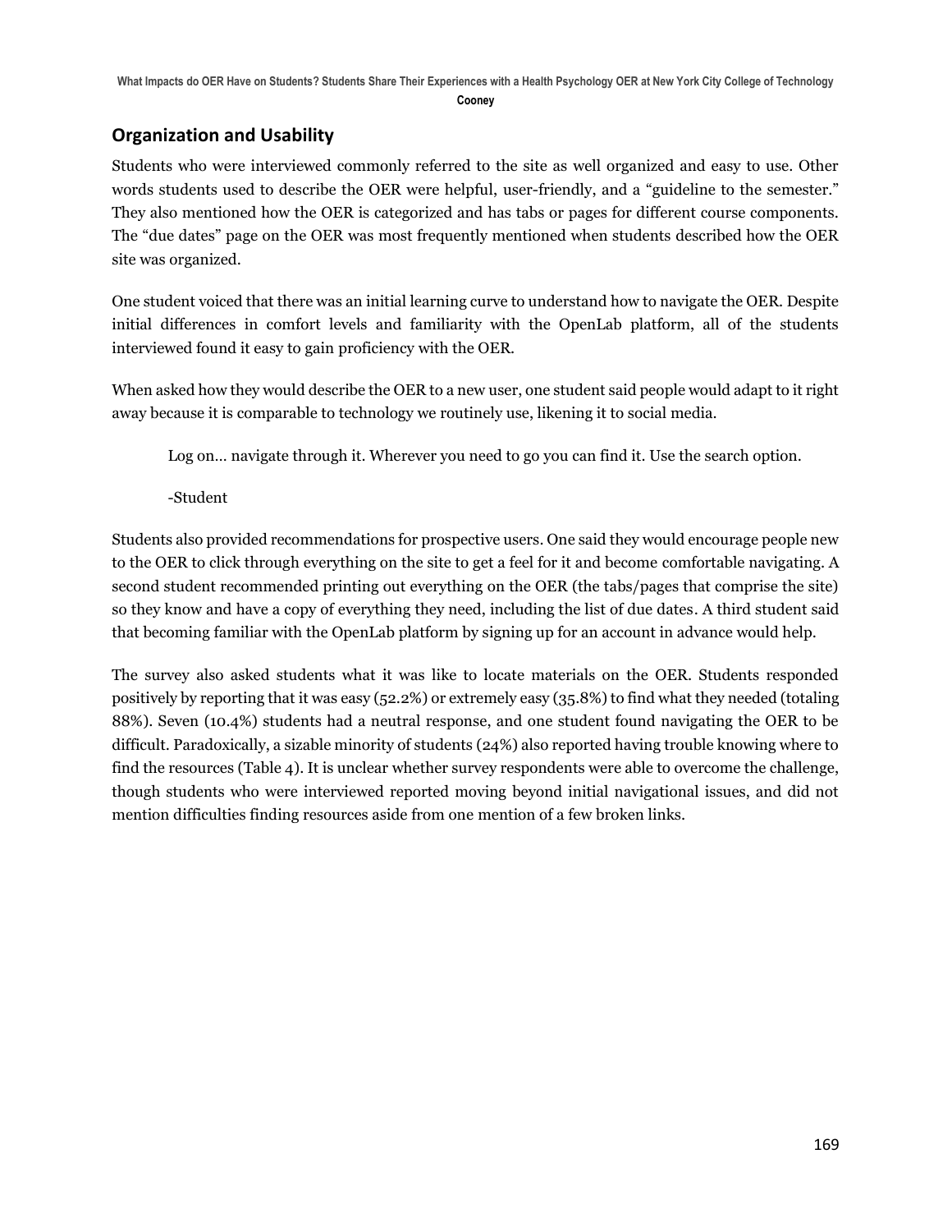## Organization and Usability

Students who were interviewed commonly referred to the site as well organized and easy to use. Other words students used to describe the OER were helpful, user-friendly, and a "guideline to the semester." They also mentioned how the OER is categorized and has tabs or pages for different course components. The "due dates" page on the OER was most frequently mentioned when students described how the OER site was organized.

One student voiced that there was an initial learning curve to understand how to navigate the OER. Despite initial differences in comfort levels and familiarity with the OpenLab platform, all of the students interviewed found it easy to gain proficiency with the OER.

When asked how they would describe the OER to a new user, one student said people would adapt to it right away because it is comparable to technology we routinely use, likening it to social media.

> Log on… navigate through it. Wherever you need to go you can find it. Use the search option.
>
> -Student

Students also provided recommendations for prospective users. One said they would encourage people new to the OER to click through everything on the site to get a feel for it and become comfortable navigating. A second student recommended printing out everything on the OER (the tabs/pages that comprise the site) so they know and have a copy of everything they need, including the list of due dates. A third student said that becoming familiar with the OpenLab platform by signing up for an account in advance would help.

The survey also asked students what it was like to locate materials on the OER. Students responded positively by reporting that it was easy (52.2%) or extremely easy (35.8%) to find what they needed (totaling 88%). Seven (10.4%) students had a neutral response, and one student found navigating the OER to be difficult. Paradoxically, a sizable minority of students (24%) also reported having trouble knowing where to find the resources (Table 4). It is unclear whether survey respondents were able to overcome the challenge, though students who were interviewed reported moving beyond initial navigational issues, and did not mention difficulties finding resources aside from one mention of a few broken links.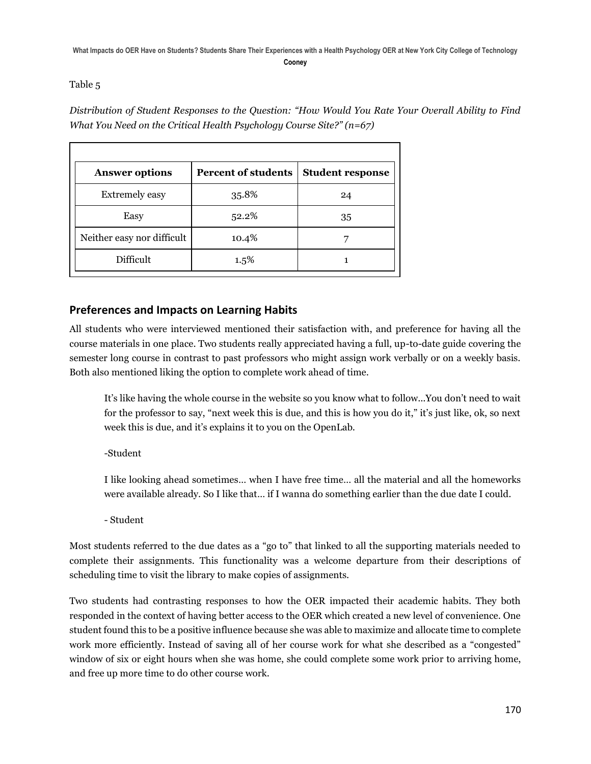Table 5

*Distribution of Student Responses to the Question: "How Would You Rate Your Overall Ability to Find What You Need on the Critical Health Psychology Course Site?" (n=67)*

| Answer options | Percent of students | Student response |
|---|---|---|
| Extremely easy | 35.8% | 24 |
| Easy | 52.2% | 35 |
| Neither easy nor difficult | 10.4% | 7 |
| Difficult | 1.5% | 1 |

## Preferences and Impacts on Learning Habits

All students who were interviewed mentioned their satisfaction with, and preference for having all the course materials in one place. Two students really appreciated having a full, up-to-date guide covering the semester long course in contrast to past professors who might assign work verbally or on a weekly basis. Both also mentioned liking the option to complete work ahead of time.

> It's like having the whole course in the website so you know what to follow...You don't need to wait for the professor to say, "next week this is due, and this is how you do it," it's just like, ok, so next week this is due, and it's explains it to you on the OpenLab.
>
> -Student
>
> I like looking ahead sometimes... when I have free time... all the material and all the homeworks were available already. So I like that... if I wanna do something earlier than the due date I could.
>
> - Student

Most students referred to the due dates as a "go to" that linked to all the supporting materials needed to complete their assignments. This functionality was a welcome departure from their descriptions of scheduling time to visit the library to make copies of assignments.

Two students had contrasting responses to how the OER impacted their academic habits. They both responded in the context of having better access to the OER which created a new level of convenience. One student found this to be a positive influence because she was able to maximize and allocate time to complete work more efficiently. Instead of saving all of her course work for what she described as a "congested" window of six or eight hours when she was home, she could complete some work prior to arriving home, and free up more time to do other course work.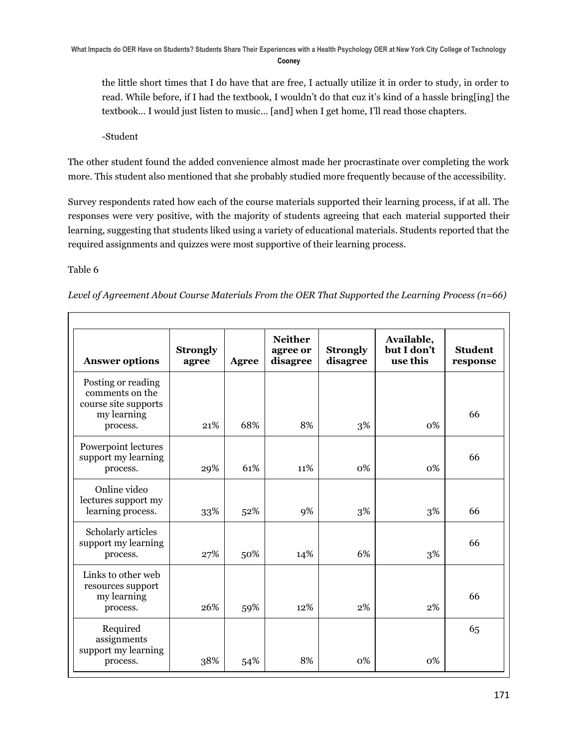the little short times that I do have that are free, I actually utilize it in order to study, in order to read. While before, if I had the textbook, I wouldn't do that cuz it's kind of a hassle bring[ing] the textbook… I would just listen to music… [and] when I get home, I'll read those chapters.

-Student

The other student found the added convenience almost made her procrastinate over completing the work more. This student also mentioned that she probably studied more frequently because of the accessibility.

Survey respondents rated how each of the course materials supported their learning process, if at all. The responses were very positive, with the majority of students agreeing that each material supported their learning, suggesting that students liked using a variety of educational materials. Students reported that the required assignments and quizzes were most supportive of their learning process.

Table 6

*Level of Agreement About Course Materials From the OER That Supported the Learning Process (n=66)*

| Answer options | Strongly agree | Agree | Neither agree or disagree | Strongly disagree | Available, but I don't use this | Student response |
|---|---|---|---|---|---|---|
| Posting or reading comments on the course site supports my learning process. | 21% | 68% | 8% | 3% | 0% | 66 |
| Powerpoint lectures support my learning process. | 29% | 61% | 11% | 0% | 0% | 66 |
| Online video lectures support my learning process. | 33% | 52% | 9% | 3% | 3% | 66 |
| Scholarly articles support my learning process. | 27% | 50% | 14% | 6% | 3% | 66 |
| Links to other web resources support my learning process. | 26% | 59% | 12% | 2% | 2% | 66 |
| Required assignments support my learning process. | 38% | 54% | 8% | 0% | 0% | 65 |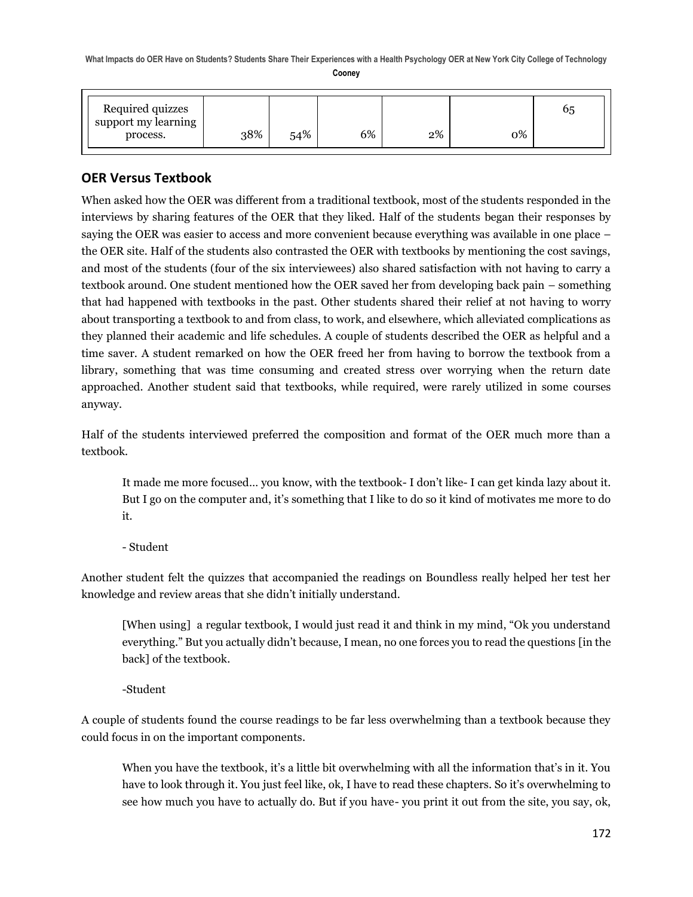| Required quizzes support my learning process. | 38% | 54% | 6% | 2% | 0% | 65 |
|---|---|---|---|---|---|---|

## OER Versus Textbook

When asked how the OER was different from a traditional textbook, most of the students responded in the interviews by sharing features of the OER that they liked. Half of the students began their responses by saying the OER was easier to access and more convenient because everything was available in one place – the OER site. Half of the students also contrasted the OER with textbooks by mentioning the cost savings, and most of the students (four of the six interviewees) also shared satisfaction with not having to carry a textbook around. One student mentioned how the OER saved her from developing back pain – something that had happened with textbooks in the past. Other students shared their relief at not having to worry about transporting a textbook to and from class, to work, and elsewhere, which alleviated complications as they planned their academic and life schedules. A couple of students described the OER as helpful and a time saver. A student remarked on how the OER freed her from having to borrow the textbook from a library, something that was time consuming and created stress over worrying when the return date approached. Another student said that textbooks, while required, were rarely utilized in some courses anyway.

Half of the students interviewed preferred the composition and format of the OER much more than a textbook.

> It made me more focused… you know, with the textbook- I don't like- I can get kinda lazy about it. But I go on the computer and, it's something that I like to do so it kind of motivates me more to do it.
>
> - Student

Another student felt the quizzes that accompanied the readings on Boundless really helped her test her knowledge and review areas that she didn't initially understand.

> [When using] a regular textbook, I would just read it and think in my mind, "Ok you understand everything." But you actually didn't because, I mean, no one forces you to read the questions [in the back] of the textbook.
>
> -Student

A couple of students found the course readings to be far less overwhelming than a textbook because they could focus in on the important components.

> When you have the textbook, it's a little bit overwhelming with all the information that's in it. You have to look through it. You just feel like, ok, I have to read these chapters. So it's overwhelming to see how much you have to actually do. But if you have- you print it out from the site, you say, ok,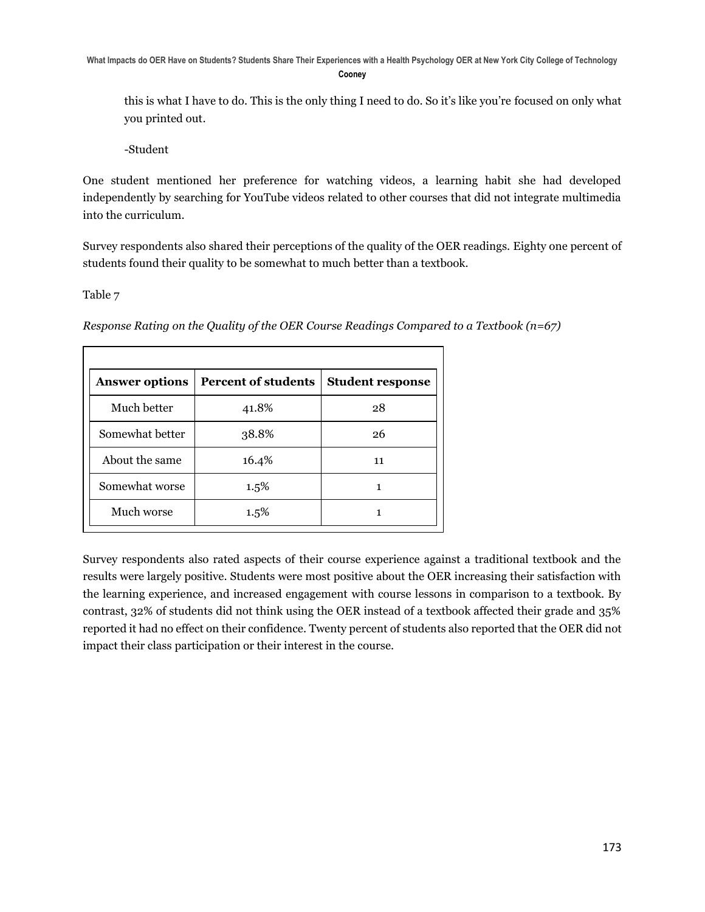> this is what I have to do. This is the only thing I need to do. So it's like you're focused on only what you printed out.
>
> -Student

One student mentioned her preference for watching videos, a learning habit she had developed independently by searching for YouTube videos related to other courses that did not integrate multimedia into the curriculum.

Survey respondents also shared their perceptions of the quality of the OER readings. Eighty one percent of students found their quality to be somewhat to much better than a textbook.

Table 7

*Response Rating on the Quality of the OER Course Readings Compared to a Textbook (n=67)*

| Answer options | Percent of students | Student response |
|---|---|---|
| Much better | 41.8% | 28 |
| Somewhat better | 38.8% | 26 |
| About the same | 16.4% | 11 |
| Somewhat worse | 1.5% | 1 |
| Much worse | 1.5% | 1 |

Survey respondents also rated aspects of their course experience against a traditional textbook and the results were largely positive. Students were most positive about the OER increasing their satisfaction with the learning experience, and increased engagement with course lessons in comparison to a textbook. By contrast, 32% of students did not think using the OER instead of a textbook affected their grade and 35% reported it had no effect on their confidence. Twenty percent of students also reported that the OER did not impact their class participation or their interest in the course.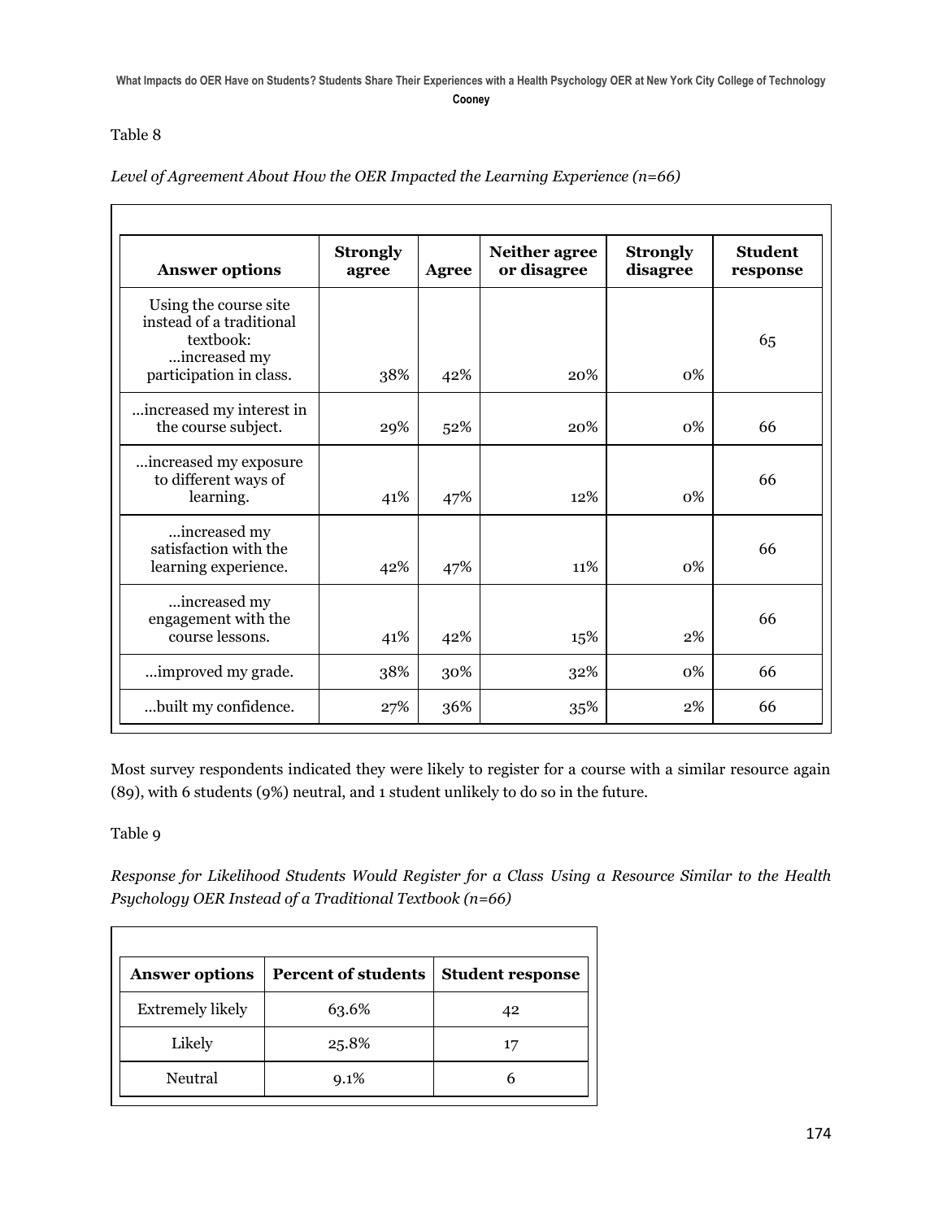Table 8

*Level of Agreement About How the OER Impacted the Learning Experience (n=66)*

| Answer options | Strongly agree | Agree | Neither agree or disagree | Strongly disagree | Student response |
|---|---|---|---|---|---|
| Using the course site instead of a traditional textbook: ...increased my participation in class. | 38% | 42% | 20% | 0% | 65 |
| ...increased my interest in the course subject. | 29% | 52% | 20% | 0% | 66 |
| ...increased my exposure to different ways of learning. | 41% | 47% | 12% | 0% | 66 |
| ...increased my satisfaction with the learning experience. | 42% | 47% | 11% | 0% | 66 |
| ...increased my engagement with the course lessons. | 41% | 42% | 15% | 2% | 66 |
| ...improved my grade. | 38% | 30% | 32% | 0% | 66 |
| ...built my confidence. | 27% | 36% | 35% | 2% | 66 |

Most survey respondents indicated they were likely to register for a course with a similar resource again (89), with 6 students (9%) neutral, and 1 student unlikely to do so in the future.

Table 9

*Response for Likelihood Students Would Register for a Class Using a Resource Similar to the Health Psychology OER Instead of a Traditional Textbook (n=66)*

| Answer options | Percent of students | Student response |
|---|---|---|
| Extremely likely | 63.6% | 42 |
| Likely | 25.8% | 17 |
| Neutral | 9.1% | 6 |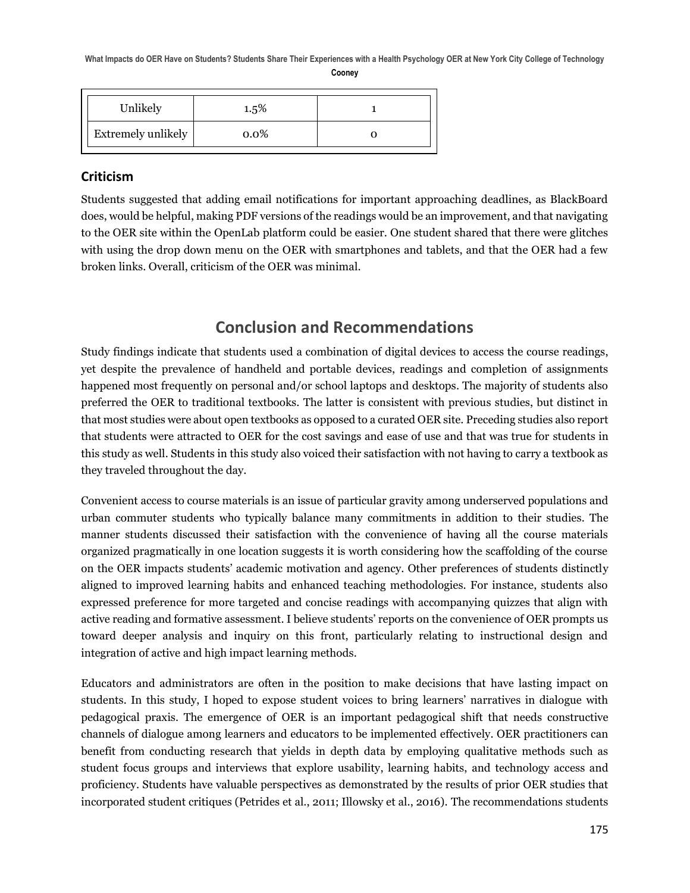| | | |
|---|---|---|
| Unlikely | 1.5% | 1 |
| Extremely unlikely | 0.0% | 0 |

### Criticism

Students suggested that adding email notifications for important approaching deadlines, as BlackBoard does, would be helpful, making PDF versions of the readings would be an improvement, and that navigating to the OER site within the OpenLab platform could be easier. One student shared that there were glitches with using the drop down menu on the OER with smartphones and tablets, and that the OER had a few broken links. Overall, criticism of the OER was minimal.

## Conclusion and Recommendations

Study findings indicate that students used a combination of digital devices to access the course readings, yet despite the prevalence of handheld and portable devices, readings and completion of assignments happened most frequently on personal and/or school laptops and desktops. The majority of students also preferred the OER to traditional textbooks. The latter is consistent with previous studies, but distinct in that most studies were about open textbooks as opposed to a curated OER site. Preceding studies also report that students were attracted to OER for the cost savings and ease of use and that was true for students in this study as well. Students in this study also voiced their satisfaction with not having to carry a textbook as they traveled throughout the day.

Convenient access to course materials is an issue of particular gravity among underserved populations and urban commuter students who typically balance many commitments in addition to their studies. The manner students discussed their satisfaction with the convenience of having all the course materials organized pragmatically in one location suggests it is worth considering how the scaffolding of the course on the OER impacts students' academic motivation and agency. Other preferences of students distinctly aligned to improved learning habits and enhanced teaching methodologies. For instance, students also expressed preference for more targeted and concise readings with accompanying quizzes that align with active reading and formative assessment. I believe students' reports on the convenience of OER prompts us toward deeper analysis and inquiry on this front, particularly relating to instructional design and integration of active and high impact learning methods.

Educators and administrators are often in the position to make decisions that have lasting impact on students. In this study, I hoped to expose student voices to bring learners' narratives in dialogue with pedagogical praxis. The emergence of OER is an important pedagogical shift that needs constructive channels of dialogue among learners and educators to be implemented effectively. OER practitioners can benefit from conducting research that yields in depth data by employing qualitative methods such as student focus groups and interviews that explore usability, learning habits, and technology access and proficiency. Students have valuable perspectives as demonstrated by the results of prior OER studies that incorporated student critiques (Petrides et al., 2011; Illowsky et al., 2016). The recommendations students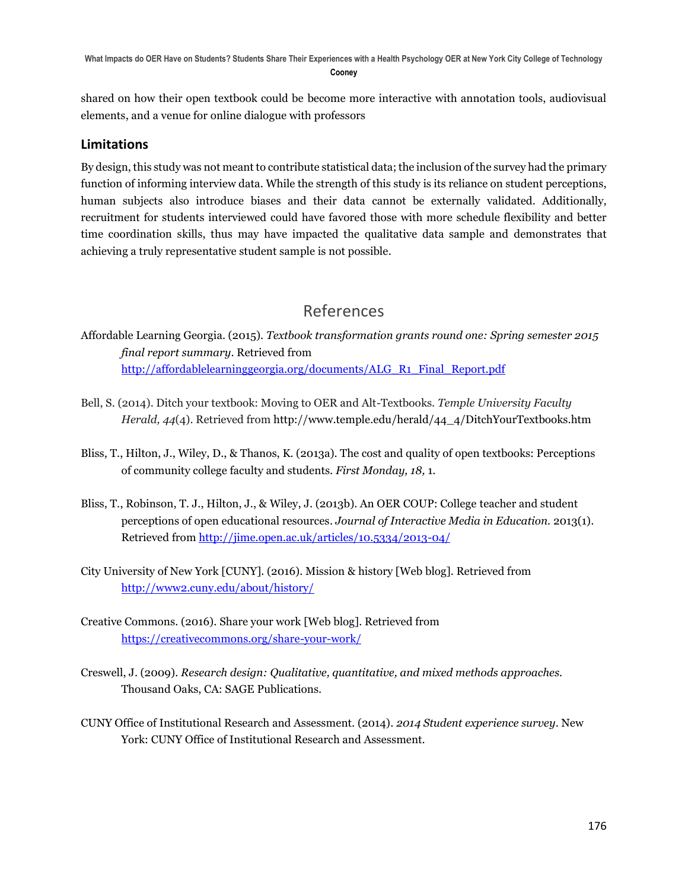shared on how their open textbook could be become more interactive with annotation tools, audiovisual elements, and a venue for online dialogue with professors

## Limitations

By design, this study was not meant to contribute statistical data; the inclusion of the survey had the primary function of informing interview data. While the strength of this study is its reliance on student perceptions, human subjects also introduce biases and their data cannot be externally validated. Additionally, recruitment for students interviewed could have favored those with more schedule flexibility and better time coordination skills, thus may have impacted the qualitative data sample and demonstrates that achieving a truly representative student sample is not possible.

# References

Affordable Learning Georgia. (2015). *Textbook transformation grants round one: Spring semester 2015 final report summary*. Retrieved from http://affordablelearninggeorgia.org/documents/ALG_R1_Final_Report.pdf

Bell, S. (2014). Ditch your textbook: Moving to OER and Alt-Textbooks. *Temple University Faculty Herald, 44*(4). Retrieved from http://www.temple.edu/herald/44_4/DitchYourTextbooks.htm

Bliss, T., Hilton, J., Wiley, D., & Thanos, K. (2013a). The cost and quality of open textbooks: Perceptions of community college faculty and students. *First Monday, 18,* 1.

Bliss, T., Robinson, T. J., Hilton, J., & Wiley, J. (2013b). An OER COUP: College teacher and student perceptions of open educational resources. *Journal of Interactive Media in Education.* 2013(1). Retrieved from http://jime.open.ac.uk/articles/10.5334/2013-04/

City University of New York [CUNY]. (2016). Mission & history [Web blog]. Retrieved from http://www2.cuny.edu/about/history/

Creative Commons. (2016). Share your work [Web blog]. Retrieved from https://creativecommons.org/share-your-work/

Creswell, J. (2009). *Research design: Qualitative, quantitative, and mixed methods approaches.* Thousand Oaks, CA: SAGE Publications.

CUNY Office of Institutional Research and Assessment. (2014). *2014 Student experience survey*. New York: CUNY Office of Institutional Research and Assessment.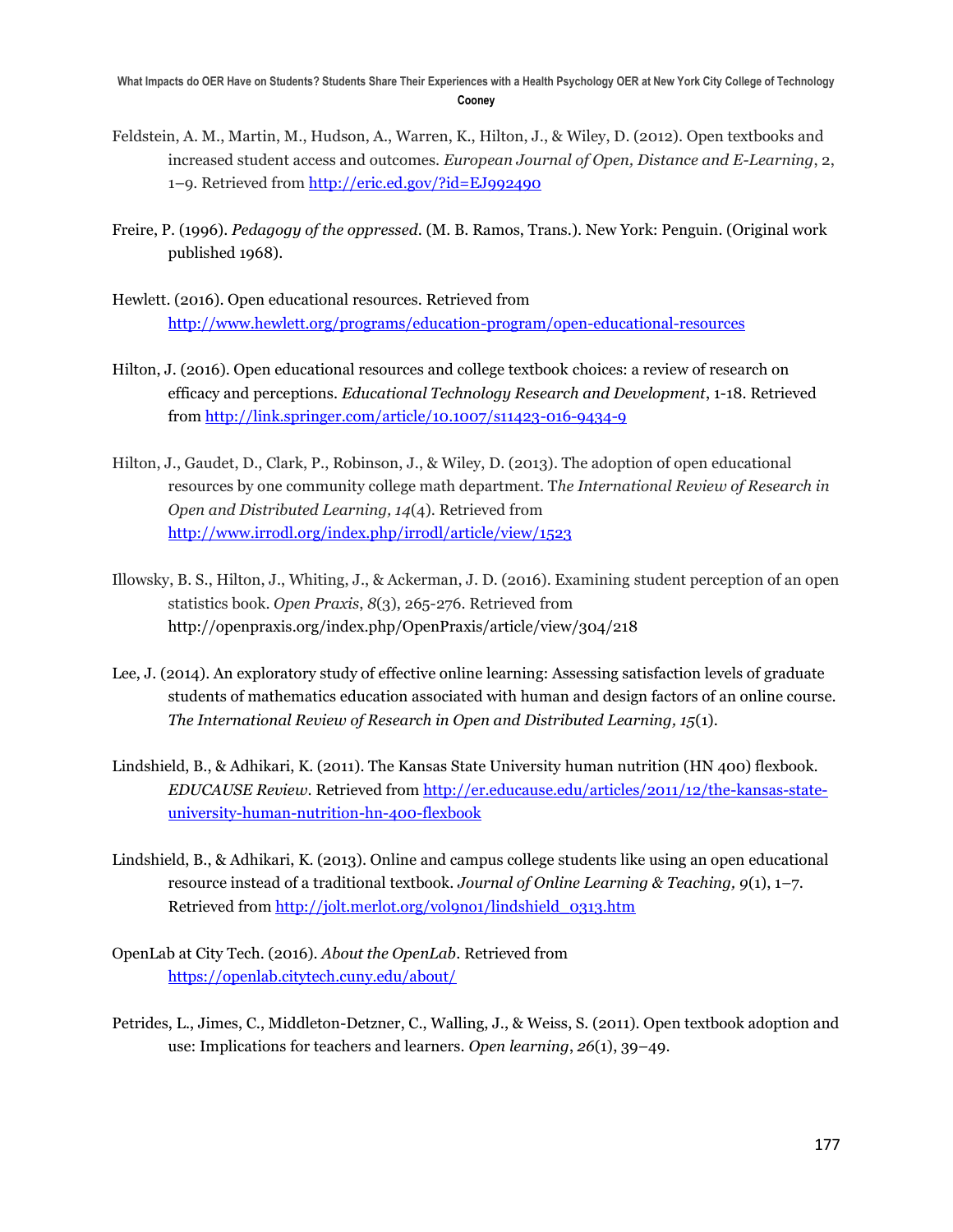Feldstein, A. M., Martin, M., Hudson, A., Warren, K., Hilton, J., & Wiley, D. (2012). Open textbooks and increased student access and outcomes. *European Journal of Open, Distance and E-Learning*, 2, 1–9. Retrieved from http://eric.ed.gov/?id=EJ992490

Freire, P. (1996). *Pedagogy of the oppressed*. (M. B. Ramos, Trans.). New York: Penguin. (Original work published 1968).

Hewlett. (2016). Open educational resources. Retrieved from http://www.hewlett.org/programs/education-program/open-educational-resources

Hilton, J. (2016). Open educational resources and college textbook choices: a review of research on efficacy and perceptions. *Educational Technology Research and Development*, 1-18. Retrieved from http://link.springer.com/article/10.1007/s11423-016-9434-9

Hilton, J., Gaudet, D., Clark, P., Robinson, J., & Wiley, D. (2013). The adoption of open educational resources by one community college math department. T*he International Review of Research in Open and Distributed Learning, 14*(4). Retrieved from http://www.irrodl.org/index.php/irrodl/article/view/1523

Illowsky, B. S., Hilton, J., Whiting, J., & Ackerman, J. D. (2016). Examining student perception of an open statistics book. *Open Praxis*, *8*(3), 265-276. Retrieved from http://openpraxis.org/index.php/OpenPraxis/article/view/304/218

Lee, J. (2014). An exploratory study of effective online learning: Assessing satisfaction levels of graduate students of mathematics education associated with human and design factors of an online course. *The International Review of Research in Open and Distributed Learning, 15*(1).

Lindshield, B., & Adhikari, K. (2011). The Kansas State University human nutrition (HN 400) flexbook. *EDUCAUSE Review*. Retrieved from http://er.educause.edu/articles/2011/12/the-kansas-state-university-human-nutrition-hn-400-flexbook

Lindshield, B., & Adhikari, K. (2013). Online and campus college students like using an open educational resource instead of a traditional textbook. *Journal of Online Learning & Teaching, 9*(1), 1–7. Retrieved from http://jolt.merlot.org/vol9no1/lindshield_0313.htm

OpenLab at City Tech. (2016). *About the OpenLab*. Retrieved from https://openlab.citytech.cuny.edu/about/

Petrides, L., Jimes, C., Middleton-Detzner, C., Walling, J., & Weiss, S. (2011). Open textbook adoption and use: Implications for teachers and learners. *Open learning*, *26*(1), 39–49.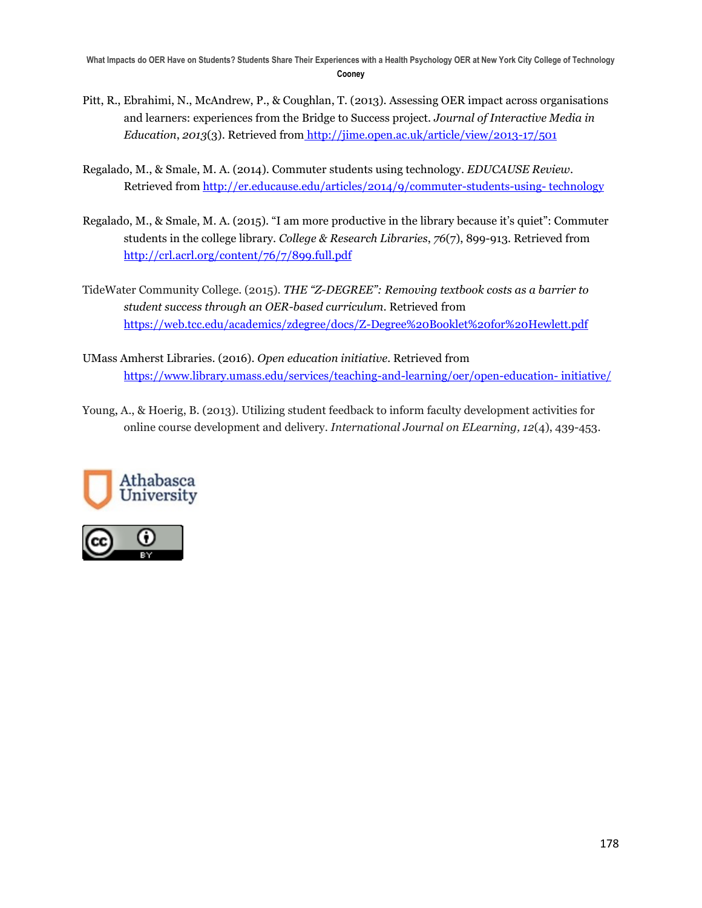Pitt, R., Ebrahimi, N., McAndrew, P., & Coughlan, T. (2013). Assessing OER impact across organisations and learners: experiences from the Bridge to Success project. *Journal of Interactive Media in Education*, *2013*(3). Retrieved from http://jime.open.ac.uk/article/view/2013-17/501

Regalado, M., & Smale, M. A. (2014). Commuter students using technology. *EDUCAUSE Review*. Retrieved from http://er.educause.edu/articles/2014/9/commuter-students-using- technology

Regalado, M., & Smale, M. A. (2015). "I am more productive in the library because it's quiet": Commuter students in the college library. *College & Research Libraries*, *76*(7), 899-913. Retrieved from http://crl.acrl.org/content/76/7/899.full.pdf

TideWater Community College. (2015). *THE "Z-DEGREE": Removing textbook costs as a barrier to student success through an OER-based curriculum*. Retrieved from https://web.tcc.edu/academics/zdegree/docs/Z-Degree%20Booklet%20for%20Hewlett.pdf

UMass Amherst Libraries. (2016). *Open education initiative*. Retrieved from https://www.library.umass.edu/services/teaching-and-learning/oer/open-education- initiative/

Young, A., & Hoerig, B. (2013). Utilizing student feedback to inform faculty development activities for online course development and delivery. *International Journal on ELearning, 12*(4), 439-453.